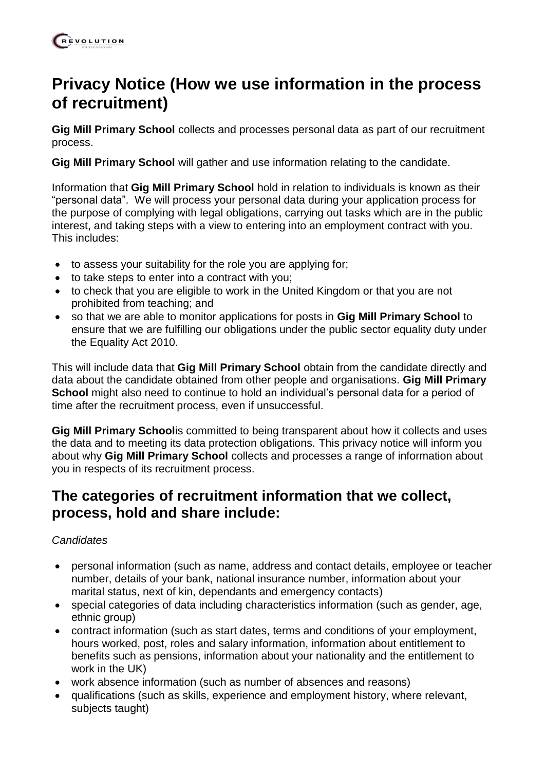# Privacy Notice (How we use information in the process of recruitment)

**Gig Mill Primary School** collects and processes personal data as part of our recruitment process.

**Gig Mill Primary School** will gather and use information relating to the candidate.

Information that **Gig Mill Primary School** hold in relation to individuals is known as their "personal data". We will process your personal data during your application process for the purpose of complying with legal obligations, carrying out tasks which are in the public interest, and taking steps with a view to entering into an employment contract with you. This includes:

- to assess your suitability for the role you are applying for;
- to take steps to enter into a contract with you;
- to check that you are eligible to work in the United Kingdom or that you are not prohibited from teaching; and
- so that we are able to monitor applications for posts in **Gig Mill Primary School** to ensure that we are fulfilling our obligations under the public sector equality duty under the Equality Act 2010.

This will include data that **Gig Mill Primary School** obtain from the candidate directly and data about the candidate obtained from other people and organisations. **Gig Mill Primary School** might also need to continue to hold an individual's personal data for a period of time after the recruitment process, even if unsuccessful.

**Gig Mill Primary School**is committed to being transparent about how it collects and uses the data and to meeting its data protection obligations. This privacy notice will inform you about why **Gig Mill Primary School** collects and processes a range of information about you in respects of its recruitment process.

## The categories of recruitment information that we collect, process, hold and share include:

*Candidates*

- personal information (such as name, address and contact details, employee or teacher number, details of your bank, national insurance number, information about your marital status, next of kin, dependants and emergency contacts)
- special categories of data including characteristics information (such as gender, age, ethnic group)
- contract information (such as start dates, terms and conditions of your employment, hours worked, post, roles and salary information, information about entitlement to benefits such as pensions, information about your nationality and the entitlement to work in the UK)
- work absence information (such as number of absences and reasons)
- qualifications (such as skills, experience and employment history, where relevant, subjects taught)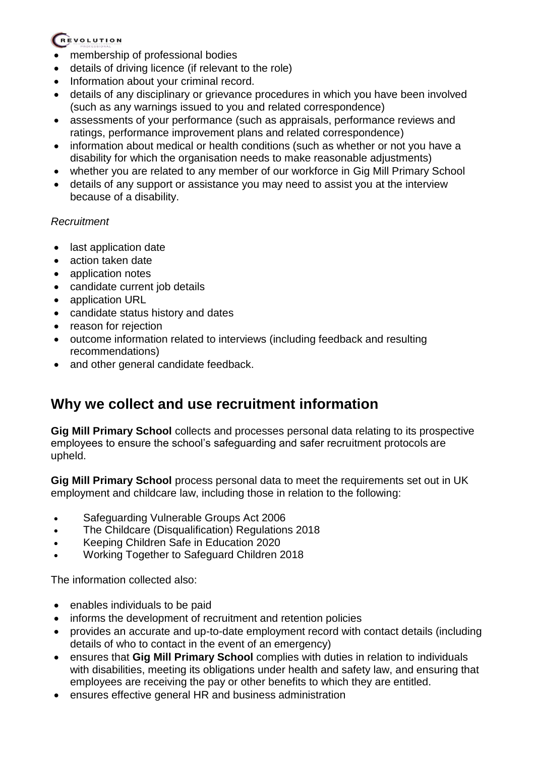- membership of professional bodies
- details of driving licence (if relevant to the role)
- Information about your criminal record.
- details of any disciplinary or grievance procedures in which you have been involved (such as any warnings issued to you and related correspondence)
- assessments of your performance (such as appraisals, performance reviews and ratings, performance improvement plans and related correspondence)
- information about medical or health conditions (such as whether or not you have a disability for which the organisation needs to make reasonable adjustments)
- whether you are related to any member of our workforce in Gig Mill Primary School
- details of any support or assistance you may need to assist you at the interview because of a disability.

*Recruitment*

- last application date
- action taken date
- application notes
- candidate current job details
- application URL
- candidate status history and dates
- reason for rejection
- outcome information related to interviews (including feedback and resulting recommendations)
- and other general candidate feedback.

## Why we collect and use recruitment information

**Gig Mill Primary School** collects and processes personal data relating to its prospective employees to ensure the school's safeguarding and safer recruitment protocols are upheld.

**Gig Mill Primary School** process personal data to meet the requirements set out in UK employment and childcare law, including those in relation to the following:

- Safeguarding Vulnerable Groups Act 2006
- The Childcare (Disqualification) Regulations 2018
- Keeping Children Safe in Education 2020
- Working Together to Safeguard Children 2018

The information collected also:

- enables individuals to be paid
- informs the development of recruitment and retention policies
- provides an accurate and up-to-date employment record with contact details (including details of who to contact in the event of an emergency)
- ensures that **Gig Mill Primary School** complies with duties in relation to individuals with disabilities, meeting its obligations under health and safety law, and ensuring that employees are receiving the pay or other benefits to which they are entitled.
- ensures effective general HR and business administration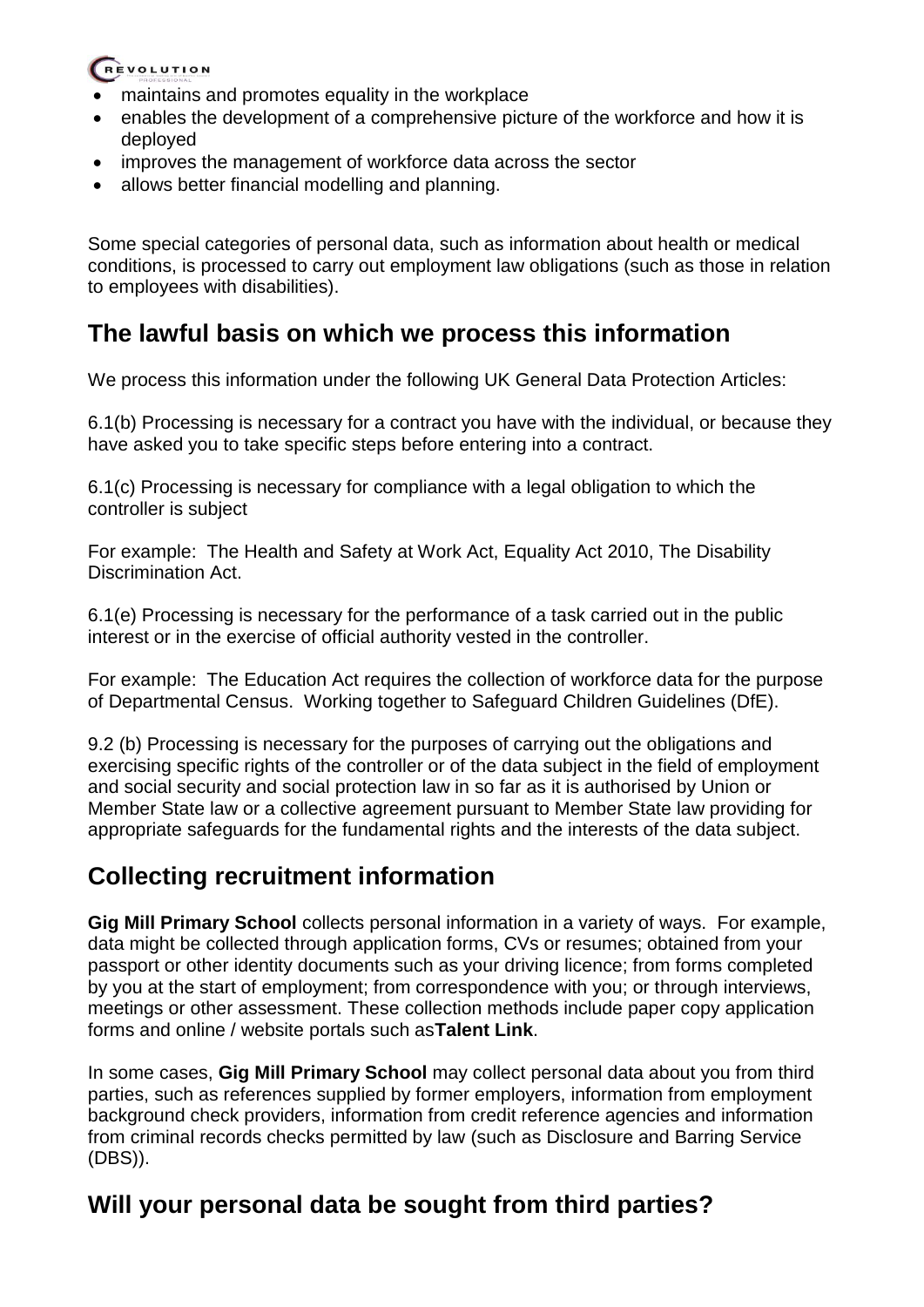- maintains and promotes equality in the workplace
- enables the development of a comprehensive picture of the workforce and how it is deployed
- improves the management of workforce data across the sector
- allows better financial modelling and planning.

Some special categories of personal data, such as information about health or medical conditions, is processed to carry out employment law obligations (such as those in relation to employees with disabilities).

## The lawful basis on which we process this information

We process this information under the following UK General Data Protection Articles:

6.1(b) Processing is necessary for a contract you have with the individual, or because they have asked you to take specific steps before entering into a contract.

6.1(c) Processing is necessary for compliance with a legal obligation to which the controller is subject

For example: The Health and Safety at Work Act, Equality Act 2010, The Disability Discrimination Act.

6.1(e) Processing is necessary for the performance of a task carried out in the public interest or in the exercise of official authority vested in the controller.

For example: The Education Act requires the collection of workforce data for the purpose of Departmental Census. Working together to Safeguard Children Guidelines (DfE).

9.2 (b) Processing is necessary for the purposes of carrying out the obligations and exercising specific rights of the controller or of the data subject in the field of employment and social security and social protection law in so far as it is authorised by Union or Member State law or a collective agreement pursuant to Member State law providing for appropriate safeguards for the fundamental rights and the interests of the data subject.

## Collecting recruitment information

**Gig Mill Primary School** collects personal information in a variety of ways. For example, data might be collected through application forms, CVs or resumes; obtained from your passport or other identity documents such as your driving licence; from forms completed by you at the start of employment; from correspondence with you; or through interviews, meetings or other assessment. These collection methods include paper copy application forms and online / website portals such as**Talent Link**.

In some cases, **Gig Mill Primary School** may collect personal data about you from third parties, such as references supplied by former employers, information from employment background check providers, information from credit reference agencies and information from criminal records checks permitted by law (such as Disclosure and Barring Service (DBS)).

## Will your personal data be sought from third parties?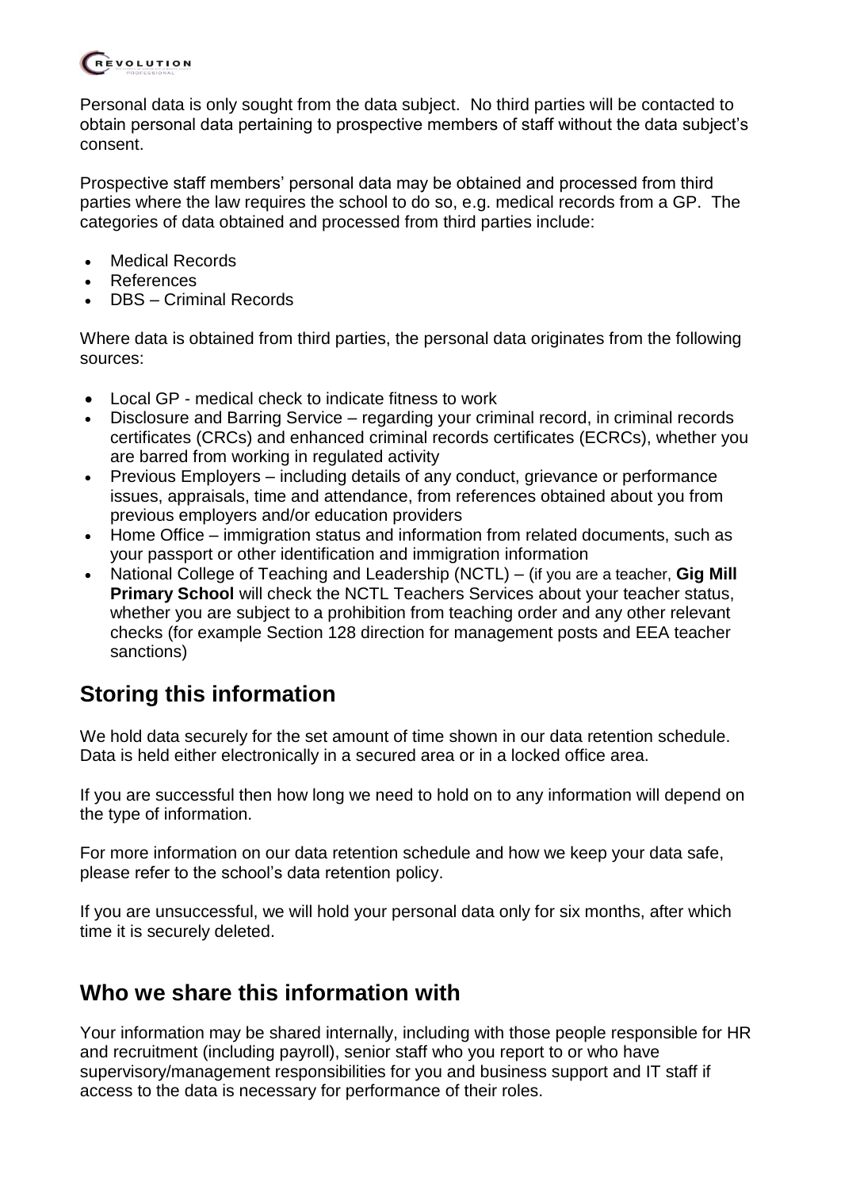Personal data is only sought from the data subject. No third parties will be contacted to obtain personal data pertaining to prospective members of staff without the data subject's consent.

Prospective staff members' personal data may be obtained and processed from third parties where the law requires the school to do so, e.g. medical records from a GP. The categories of data obtained and processed from third parties include:

- Medical Records
- References
- DBS – Criminal Records

Where data is obtained from third parties, the personal data originates from the following sources:

- Local GP - medical check to indicate fitness to work
- Disclosure and Barring Service – regarding your criminal record, in criminal records certificates (CRCs) and enhanced criminal records certificates (ECRCs), whether you are barred from working in regulated activity
- Previous Employers – including details of any conduct, grievance or performance issues, appraisals, time and attendance, from references obtained about you from previous employers and/or education providers
- Home Office – immigration status and information from related documents, such as your passport or other identification and immigration information
- National College of Teaching and Leadership (NCTL) – (if you are a teacher, **Gig Mill Primary School** will check the NCTL Teachers Services about your teacher status, whether you are subject to a prohibition from teaching order and any other relevant checks (for example Section 128 direction for management posts and EEA teacher sanctions)

## Storing this information

We hold data securely for the set amount of time shown in our data retention schedule. Data is held either electronically in a secured area or in a locked office area.

If you are successful then how long we need to hold on to any information will depend on the type of information.

For more information on our data retention schedule and how we keep your data safe, please refer to the school's data retention policy.

If you are unsuccessful, we will hold your personal data only for six months, after which time it is securely deleted.

## Who we share this information with

Your information may be shared internally, including with those people responsible for HR and recruitment (including payroll), senior staff who you report to or who have supervisory/management responsibilities for you and business support and IT staff if access to the data is necessary for performance of their roles.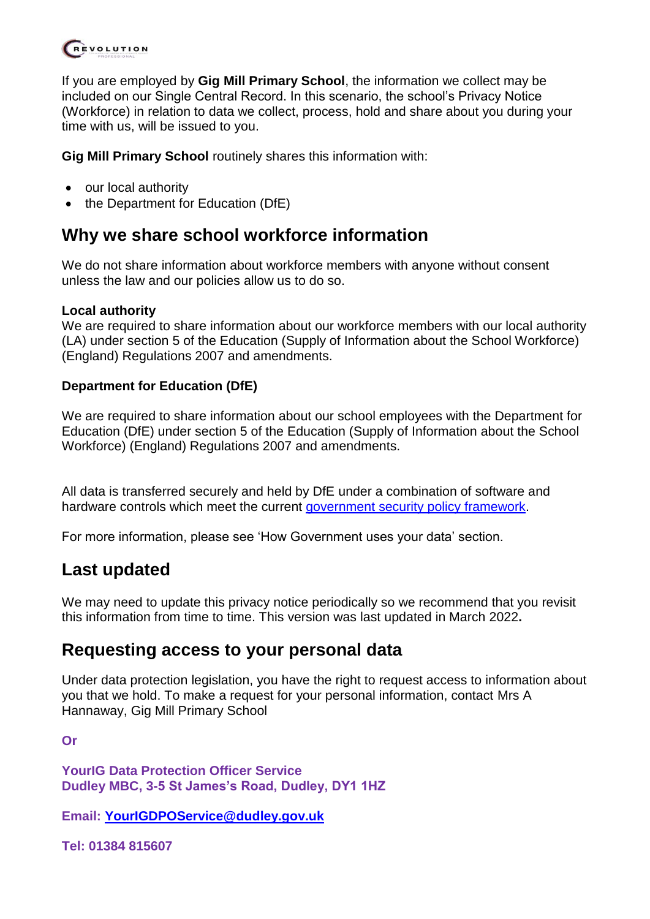If you are employed by **Gig Mill Primary School**, the information we collect may be included on our Single Central Record. In this scenario, the school's Privacy Notice (Workforce) in relation to data we collect, process, hold and share about you during your time with us, will be issued to you.

**Gig Mill Primary School** routinely shares this information with:

- our local authority
- the Department for Education (DfE)

## Why we share school workforce information

We do not share information about workforce members with anyone without consent unless the law and our policies allow us to do so.

**Local authority**
We are required to share information about our workforce members with our local authority (LA) under section 5 of the Education (Supply of Information about the School Workforce) (England) Regulations 2007 and amendments.

**Department for Education (DfE)**

We are required to share information about our school employees with the Department for Education (DfE) under section 5 of the Education (Supply of Information about the School Workforce) (England) Regulations 2007 and amendments.

All data is transferred securely and held by DfE under a combination of software and hardware controls which meet the current government security policy framework.

For more information, please see 'How Government uses your data' section.

## Last updated

We may need to update this privacy notice periodically so we recommend that you revisit this information from time to time. This version was last updated in March 2022**.**

## Requesting access to your personal data

Under data protection legislation, you have the right to request access to information about you that we hold. To make a request for your personal information, contact Mrs A Hannaway, Gig Mill Primary School

**Or**

**YourIG Data Protection Officer Service**
**Dudley MBC, 3-5 St James's Road, Dudley, DY1 1HZ**

**Email: YourIGDPOService@dudley.gov.uk**

**Tel: 01384 815607**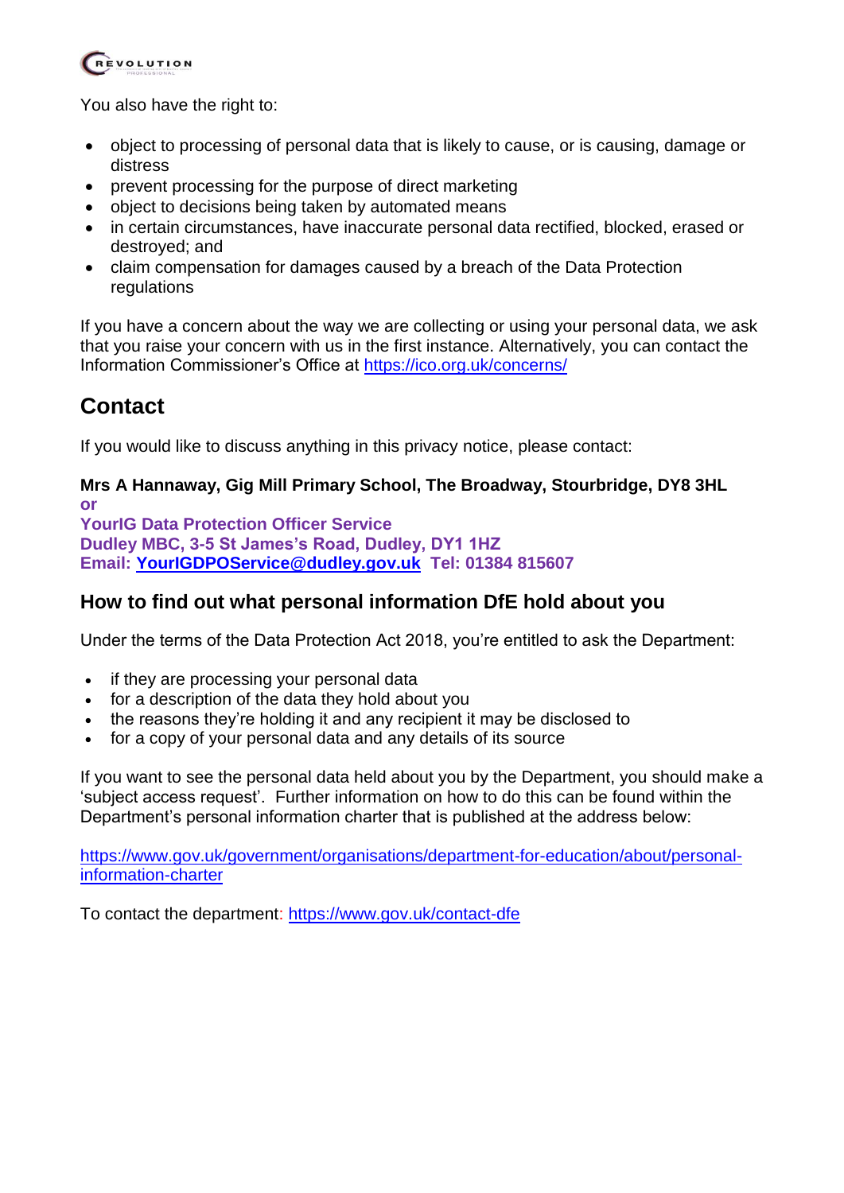You also have the right to:

- object to processing of personal data that is likely to cause, or is causing, damage or distress
- prevent processing for the purpose of direct marketing
- object to decisions being taken by automated means
- in certain circumstances, have inaccurate personal data rectified, blocked, erased or destroyed; and
- claim compensation for damages caused by a breach of the Data Protection regulations

If you have a concern about the way we are collecting or using your personal data, we ask that you raise your concern with us in the first instance. Alternatively, you can contact the Information Commissioner's Office at https://ico.org.uk/concerns/

## Contact

If you would like to discuss anything in this privacy notice, please contact:

**Mrs A Hannaway, Gig Mill Primary School, The Broadway, Stourbridge, DY8 3HL**
**or**
**YourIG Data Protection Officer Service**
**Dudley MBC, 3-5 St James's Road, Dudley, DY1 1HZ**
**Email: YourIGDPOService@dudley.gov.uk Tel: 01384 815607**

### How to find out what personal information DfE hold about you

Under the terms of the Data Protection Act 2018, you're entitled to ask the Department:

- if they are processing your personal data
- for a description of the data they hold about you
- the reasons they're holding it and any recipient it may be disclosed to
- for a copy of your personal data and any details of its source

If you want to see the personal data held about you by the Department, you should make a 'subject access request'. Further information on how to do this can be found within the Department's personal information charter that is published at the address below:

https://www.gov.uk/government/organisations/department-for-education/about/personal-information-charter

To contact the department: https://www.gov.uk/contact-dfe